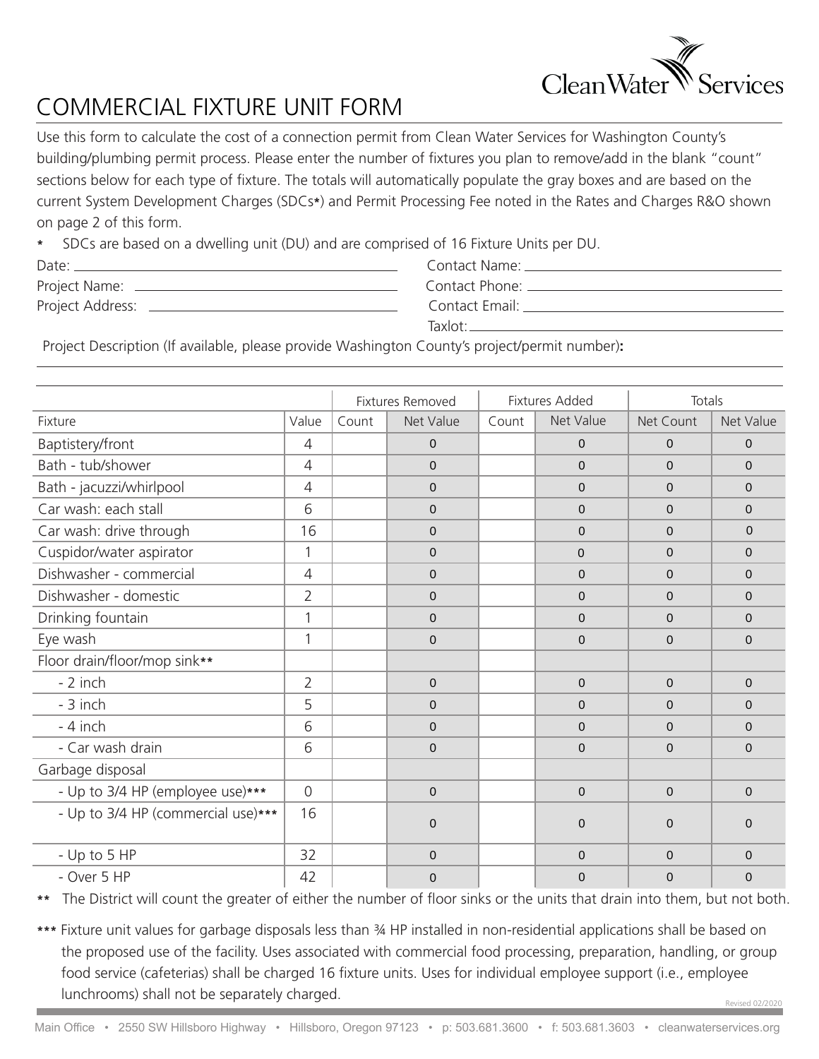Clean Water Services

# COMMERCIAL FIXTURE UNIT FORM

Use this form to calculate the cost of a connection permit from Clean Water Services for Washington County's building/plumbing permit process. Please enter the number of fixtures you plan to remove/add in the blank "count" sections below for each type of fixture. The totals will automatically populate the gray boxes and are based on the current System Development Charges (SDCs*) and Permit Processing Fee noted in the Rates and Charges R&O shown on page 2 of this form.

\* SDCs are based on a dwelling unit (DU) and are comprised of 16 Fixture Units per DU.

Date: ______________________ Contact Name: ______________________

Project Name: ______________________ Contact Phone: ______________________

Project Address: ______________________ Contact Email: ______________________

Taxlot: ______________________

Project Description (If available, please provide Washington County's project/permit number):

______________________________________________

| | | Fixtures Removed | | Fixtures Added | | Totals | |
|---|---|---|---|---|---|---|---|
| Fixture | Value | Count | Net Value | Count | Net Value | Net Count | Net Value |
| Baptistery/front | 4 | | 0 | | 0 | 0 | 0 |
| Bath - tub/shower | 4 | | 0 | | 0 | 0 | 0 |
| Bath - jacuzzi/whirlpool | 4 | | 0 | | 0 | 0 | 0 |
| Car wash: each stall | 6 | | 0 | | 0 | 0 | 0 |
| Car wash: drive through | 16 | | 0 | | 0 | 0 | 0 |
| Cuspidor/water aspirator | 1 | | 0 | | 0 | 0 | 0 |
| Dishwasher - commercial | 4 | | 0 | | 0 | 0 | 0 |
| Dishwasher - domestic | 2 | | 0 | | 0 | 0 | 0 |
| Drinking fountain | 1 | | 0 | | 0 | 0 | 0 |
| Eye wash | 1 | | 0 | | 0 | 0 | 0 |
| Floor drain/floor/mop sink** | | | | | | | |
| - 2 inch | 2 | | 0 | | 0 | 0 | 0 |
| - 3 inch | 5 | | 0 | | 0 | 0 | 0 |
| - 4 inch | 6 | | 0 | | 0 | 0 | 0 |
| - Car wash drain | 6 | | 0 | | 0 | 0 | 0 |
| Garbage disposal | | | | | | | |
| - Up to 3/4 HP (employee use)*** | 0 | | 0 | | 0 | 0 | 0 |
| - Up to 3/4 HP (commercial use)*** | 16 | | 0 | | 0 | 0 | 0 |
| - Up to 5 HP | 32 | | 0 | | 0 | 0 | 0 |
| - Over 5 HP | 42 | | 0 | | 0 | 0 | 0 |

\*\* The District will count the greater of either the number of floor sinks or the units that drain into them, but not both.

\*\*\* Fixture unit values for garbage disposals less than ¾ HP installed in non-residential applications shall be based on the proposed use of the facility. Uses associated with commercial food processing, preparation, handling, or group food service (cafeterias) shall be charged 16 fixture units. Uses for individual employee support (i.e., employee lunchrooms) shall not be separately charged.

Revised 02/2020

Main Office • 2550 SW Hillsboro Highway • Hillsboro, Oregon 97123 • p: 503.681.3600 • f: 503.681.3603 • cleanwaterservices.org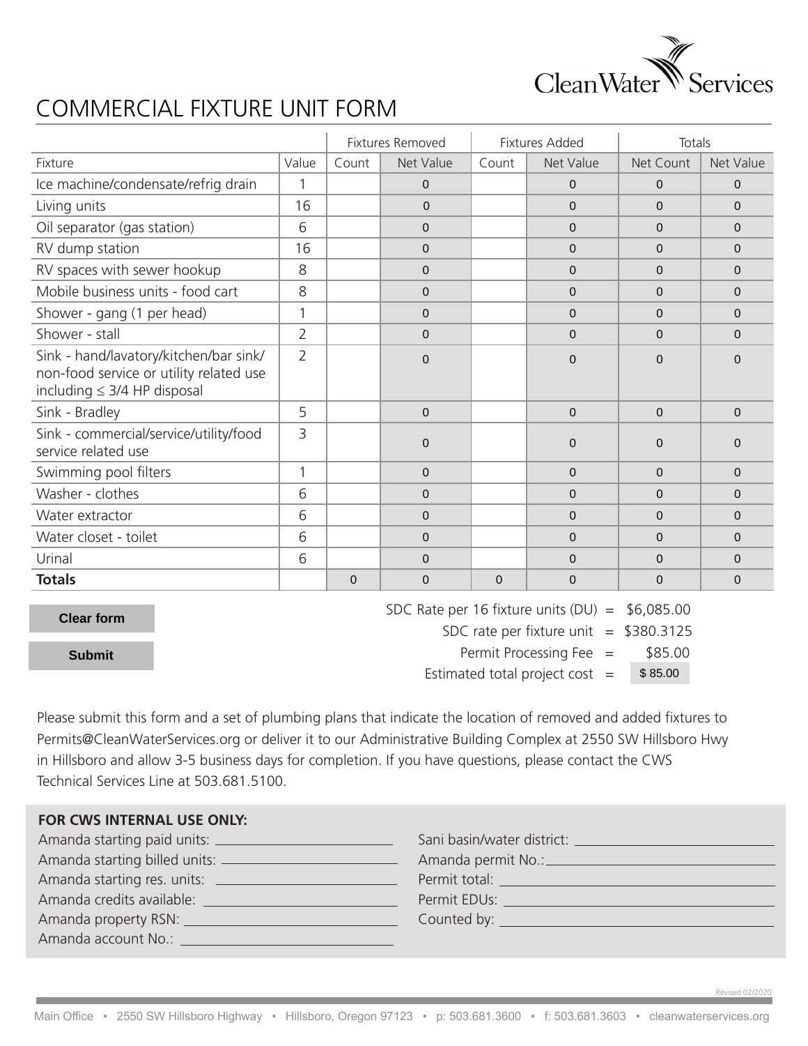# COMMERCIAL FIXTURE UNIT FORM

| | | Fixtures Removed | | Fixtures Added | | Totals | |
|---|---|---|---|---|---|---|---|
| Fixture | Value | Count | Net Value | Count | Net Value | Net Count | Net Value |
| Ice machine/condensate/refrig drain | 1 | | 0 | | 0 | 0 | 0 |
| Living units | 16 | | 0 | | 0 | 0 | 0 |
| Oil separator (gas station) | 6 | | 0 | | 0 | 0 | 0 |
| RV dump station | 16 | | 0 | | 0 | 0 | 0 |
| RV spaces with sewer hookup | 8 | | 0 | | 0 | 0 | 0 |
| Mobile business units - food cart | 8 | | 0 | | 0 | 0 | 0 |
| Shower - gang (1 per head) | 1 | | 0 | | 0 | 0 | 0 |
| Shower - stall | 2 | | 0 | | 0 | 0 | 0 |
| Sink - hand/lavatory/kitchen/bar sink/ non-food service or utility related use including ≤ 3/4 HP disposal | 2 | | 0 | | 0 | 0 | 0 |
| Sink - Bradley | 5 | | 0 | | 0 | 0 | 0 |
| Sink - commercial/service/utility/food service related use | 3 | | 0 | | 0 | 0 | 0 |
| Swimming pool filters | 1 | | 0 | | 0 | 0 | 0 |
| Washer - clothes | 6 | | 0 | | 0 | 0 | 0 |
| Water extractor | 6 | | 0 | | 0 | 0 | 0 |
| Water closet - toilet | 6 | | 0 | | 0 | 0 | 0 |
| Urinal | 6 | | 0 | | 0 | 0 | 0 |
| **Totals** | | 0 | 0 | 0 | 0 | 0 | 0 |

Clear form

Submit

SDC Rate per 16 fixture units (DU) = $6,085.00

SDC rate per fixture unit = $380.3125

Permit Processing Fee = $85.00

Estimated total project cost = $ 85.00

Please submit this form and a set of plumbing plans that indicate the location of removed and added fixtures to Permits@CleanWaterServices.org or deliver it to our Administrative Building Complex at 2550 SW Hillsboro Hwy in Hillsboro and allow 3-5 business days for completion. If you have questions, please contact the CWS Technical Services Line at 503.681.5100.

**FOR CWS INTERNAL USE ONLY:**

Amanda starting paid units: ____________

Amanda starting billed units: ____________

Amanda starting res. units: ____________

Amanda credits available: ____________

Amanda property RSN: ____________

Amanda account No.: ____________

Sani basin/water district: ____________

Amanda permit No.: ____________

Permit total: ____________

Permit EDUs: ____________

Counted by: ____________

Revised 02/2020

Main Office • 2550 SW Hillsboro Highway • Hillsboro, Oregon 97123 • p: 503.681.3600 • f: 503.681.3603 • cleanwaterservices.org